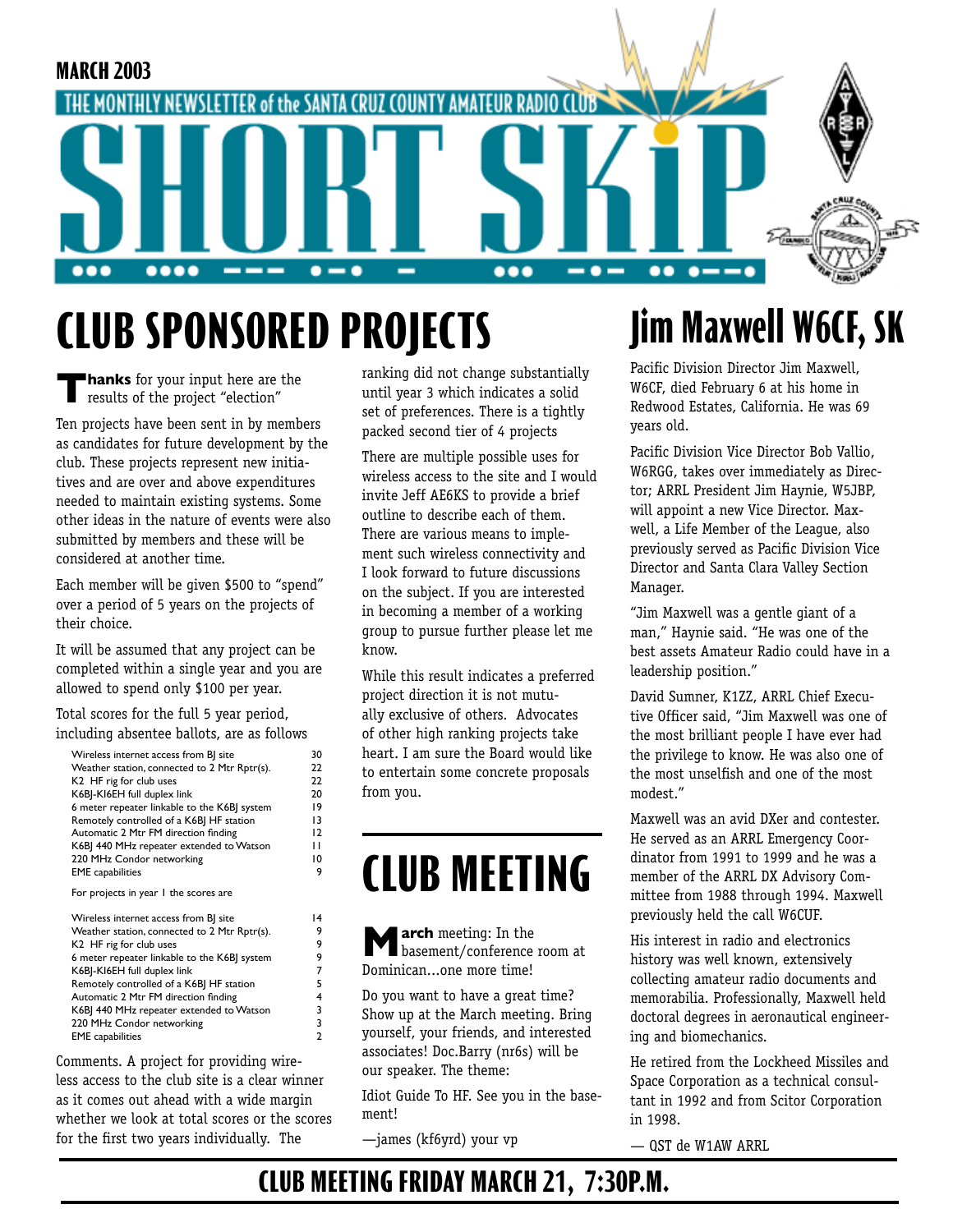MARCH 2003

THE MONTHLY NEWSLETTER of the SANTA CRUZ COUNTY AMATEUR RADIO CLUB

# SHORT SKiP

## CLUB SPONSORED PROJECTS

**Thanks** for your input here are the results of the project "election"

Ten projects have been sent in by members as candidates for future development by the club. These projects represent new initiatives and are over and above expenditures needed to maintain existing systems. Some other ideas in the nature of events were also submitted by members and these will be considered at another time.

Each member will be given $500 to "spend" over a period of 5 years on the projects of their choice.

It will be assumed that any project can be completed within a single year and you are allowed to spend only $100 per year.

Total scores for the full 5 year period, including absentee ballots, are as follows

| Project | Score |
|---|---|
| Wireless internet access from BJ site | 30 |
| Weather station, connected to 2 Mtr Rptr(s). | 22 |
| K2 HF rig for club uses | 22 |
| K6BJ-KI6EH full duplex link | 20 |
| 6 meter repeater linkable to the K6BJ system | 19 |
| Remotely controlled of a K6BJ HF station | 13 |
| Automatic 2 Mtr FM direction finding | 12 |
| K6BJ 440 MHz repeater extended to Watson | 11 |
| 220 MHz Condor networking | 10 |
| EME capabilities | 9 |

For projects in year 1 the scores are

| Project | Score |
|---|---|
| Wireless internet access from BJ site | 14 |
| Weather station, connected to 2 Mtr Rptr(s). | 9 |
| K2 HF rig for club uses | 9 |
| 6 meter repeater linkable to the K6BJ system | 9 |
| K6BJ-KI6EH full duplex link | 7 |
| Remotely controlled of a K6BJ HF station | 5 |
| Automatic 2 Mtr FM direction finding | 4 |
| K6BJ 440 MHz repeater extended to Watson | 3 |
| 220 MHz Condor networking | 3 |
| EME capabilities | 2 |

Comments. A project for providing wireless access to the club site is a clear winner as it comes out ahead with a wide margin whether we look at total scores or the scores for the first two years individually. The ranking did not change substantially until year 3 which indicates a solid set of preferences. There is a tightly packed second tier of 4 projects

There are multiple possible uses for wireless access to the site and I would invite Jeff AE6KS to provide a brief outline to describe each of them. There are various means to implement such wireless connectivity and I look forward to future discussions on the subject. If you are interested in becoming a member of a working group to pursue further please let me know.

While this result indicates a preferred project direction it is not mutually exclusive of others. Advocates of other high ranking projects take heart. I am sure the Board would like to entertain some concrete proposals from you.

## CLUB MEETING

**March** meeting: In the basement/conference room at Dominican...one more time!

Do you want to have a great time? Show up at the March meeting. Bring yourself, your friends, and interested associates! Doc.Barry (nr6s) will be our speaker. The theme:

Idiot Guide To HF. See you in the basement!

—james (kf6yrd) your vp

## Jim Maxwell W6CF, SK

Pacific Division Director Jim Maxwell, W6CF, died February 6 at his home in Redwood Estates, California. He was 69 years old.

Pacific Division Vice Director Bob Vallio, W6RGG, takes over immediately as Director; ARRL President Jim Haynie, W5JBP, will appoint a new Vice Director. Maxwell, a Life Member of the League, also previously served as Pacific Division Vice Director and Santa Clara Valley Section Manager.

"Jim Maxwell was a gentle giant of a man," Haynie said. "He was one of the best assets Amateur Radio could have in a leadership position."

David Sumner, K1ZZ, ARRL Chief Executive Officer said, "Jim Maxwell was one of the most brilliant people I have ever had the privilege to know. He was also one of the most unselfish and one of the most modest."

Maxwell was an avid DXer and contester. He served as an ARRL Emergency Coordinator from 1991 to 1999 and he was a member of the ARRL DX Advisory Committee from 1988 through 1994. Maxwell previously held the call W6CUF.

His interest in radio and electronics history was well known, extensively collecting amateur radio documents and memorabilia. Professionally, Maxwell held doctoral degrees in aeronautical engineering and biomechanics.

He retired from the Lockheed Missiles and Space Corporation as a technical consultant in 1992 and from Scitor Corporation in 1998.

— QST de W1AW ARRL

**CLUB MEETING FRIDAY MARCH 21, 7:30P.M.**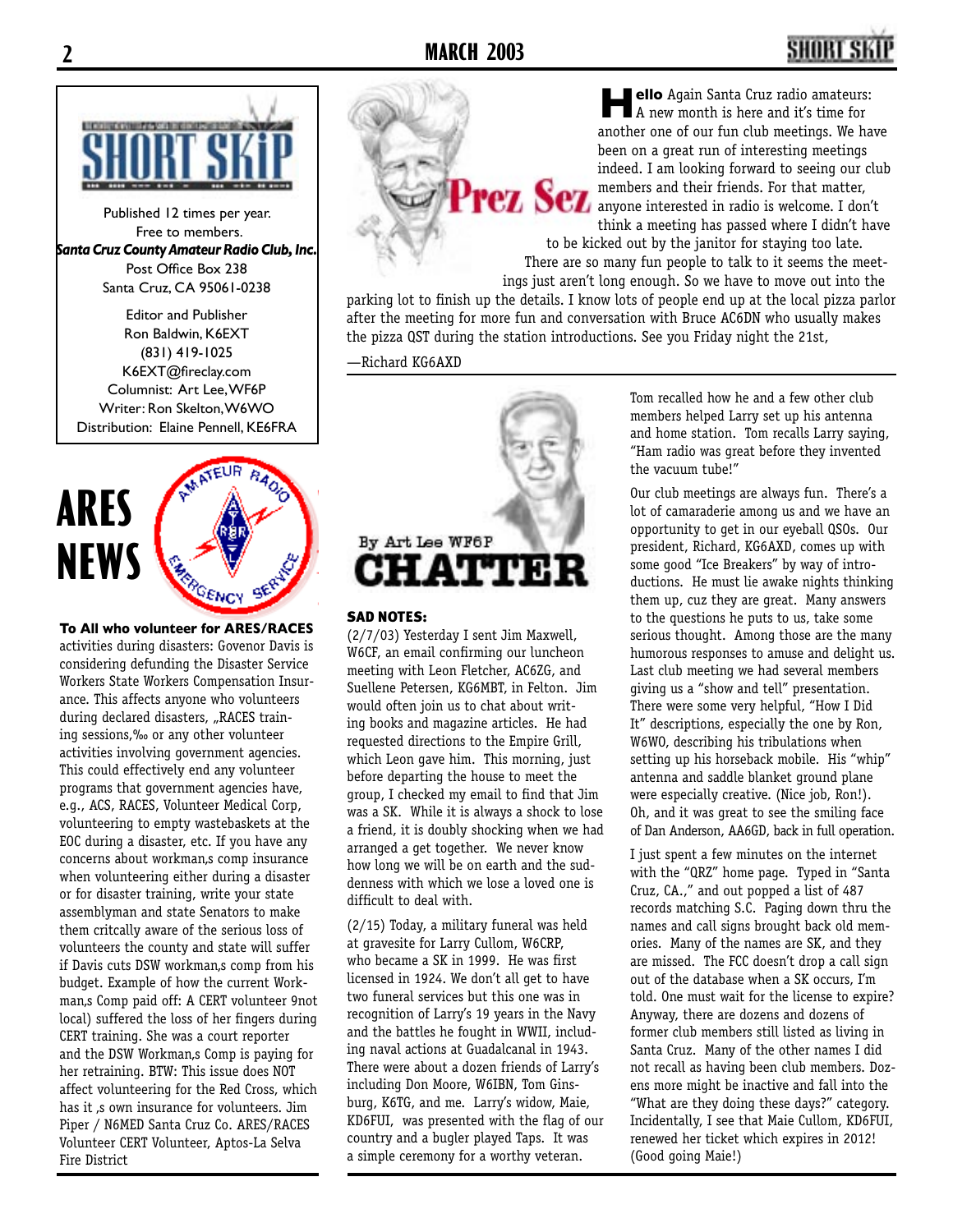Published 12 times per year.
Free to members.
***Santa Cruz County Amateur Radio Club, Inc.***
Post Office Box 238
Santa Cruz, CA 95061-0238

Editor and Publisher
Ron Baldwin, K6EXT
(831) 419-1025
K6EXT@fireclay.com
Columnist: Art Lee, WF6P
Writer: Ron Skelton, W6WO
Distribution: Elaine Pennell, KE6FRA

# ARES NEWS

**To All who volunteer for ARES/RACES** activities during disasters: Govenor Davis is considering defunding the Disaster Service Workers State Workers Compensation Insurance. This affects anyone who volunteers during declared disasters, „RACES training sessions,‰ or any other volunteer activities involving government agencies. This could effectively end any volunteer programs that government agencies have, e.g., ACS, RACES, Volunteer Medical Corp, volunteering to empty wastebaskets at the EOC during a disaster, etc. If you have any concerns about workman‚s comp insurance when volunteering either during a disaster or for disaster training, write your state assemblyman and state Senators to make them critcally aware of the serious loss of volunteers the county and state will suffer if Davis cuts DSW workman‚s comp from his budget. Example of how the current Workman‚s Comp paid off: A CERT volunteer 9not local) suffered the loss of her fingers during CERT training. She was a court reporter and the DSW Workman‚s Comp is paying for her retraining. BTW: This issue does NOT affect volunteering for the Red Cross, which has it ‚s own insurance for volunteers. Jim Piper / N6MED Santa Cruz Co. ARES/RACES Volunteer CERT Volunteer, Aptos-La Selva Fire District

# Prez Sez

**Hello** Again Santa Cruz radio amateurs: A new month is here and it's time for another one of our fun club meetings. We have been on a great run of interesting meetings indeed. I am looking forward to seeing our club members and their friends. For that matter, anyone interested in radio is welcome. I don't think a meeting has passed where I didn't have to be kicked out by the janitor for staying too late. There are so many fun people to talk to it seems the meetings just aren't long enough. So we have to move out into the parking lot to finish up the details. I know lots of people end up at the local pizza parlor after the meeting for more fun and conversation with Bruce AC6DN who usually makes the pizza QST during the station introductions. See you Friday night the 21st,

—Richard KG6AXD

# CHATTER

By Art Lee WF6P

**SAD NOTES:**

(2/7/03) Yesterday I sent Jim Maxwell, W6CF, an email confirming our luncheon meeting with Leon Fletcher, AC6ZG, and Suellene Petersen, KG6MBT, in Felton. Jim would often join us to chat about writing books and magazine articles. He had requested directions to the Empire Grill, which Leon gave him. This morning, just before departing the house to meet the group, I checked my email to find that Jim was a SK. While it is always a shock to lose a friend, it is doubly shocking when we had arranged a get together. We never know how long we will be on earth and the suddenness with which we lose a loved one is difficult to deal with.

(2/15) Today, a military funeral was held at gravesite for Larry Cullom, W6CRP, who became a SK in 1999. He was first licensed in 1924. We don't all get to have two funeral services but this one was in recognition of Larry's 19 years in the Navy and the battles he fought in WWII, including naval actions at Guadalcanal in 1943. There were about a dozen friends of Larry's including Don Moore, W6IBN, Tom Ginsburg, K6TG, and me. Larry's widow, Maie, KD6FUI, was presented with the flag of our country and a bugler played Taps. It was a simple ceremony for a worthy veteran.

Tom recalled how he and a few other club members helped Larry set up his antenna and home station. Tom recalls Larry saying, "Ham radio was great before they invented the vacuum tube!"

Our club meetings are always fun. There's a lot of camaraderie among us and we have an opportunity to get in our eyeball QSOs. Our president, Richard, KG6AXD, comes up with some good "Ice Breakers" by way of introductions. He must lie awake nights thinking them up, cuz they are great. Many answers to the questions he puts to us, take some serious thought. Among those are the many humorous responses to amuse and delight us. Last club meeting we had several members giving us a "show and tell" presentation. There were some very helpful, "How I Did It" descriptions, especially the one by Ron, W6WO, describing his tribulations when setting up his horseback mobile. His "whip" antenna and saddle blanket ground plane were especially creative. (Nice job, Ron!). Oh, and it was great to see the smiling face of Dan Anderson, AA6GD, back in full operation.

I just spent a few minutes on the internet with the "QRZ" home page. Typed in "Santa Cruz, CA.," and out popped a list of 487 records matching S.C. Paging down thru the names and call signs brought back old memories. Many of the names are SK, and they are missed. The FCC doesn't drop a call sign out of the database when a SK occurs, I'm told. One must wait for the license to expire? Anyway, there are dozens and dozens of former club members still listed as living in Santa Cruz. Many of the other names I did not recall as having been club members. Dozens more might be inactive and fall into the "What are they doing these days?" category. Incidentally, I see that Maie Cullom, KD6FUI, renewed her ticket which expires in 2012! (Good going Maie!)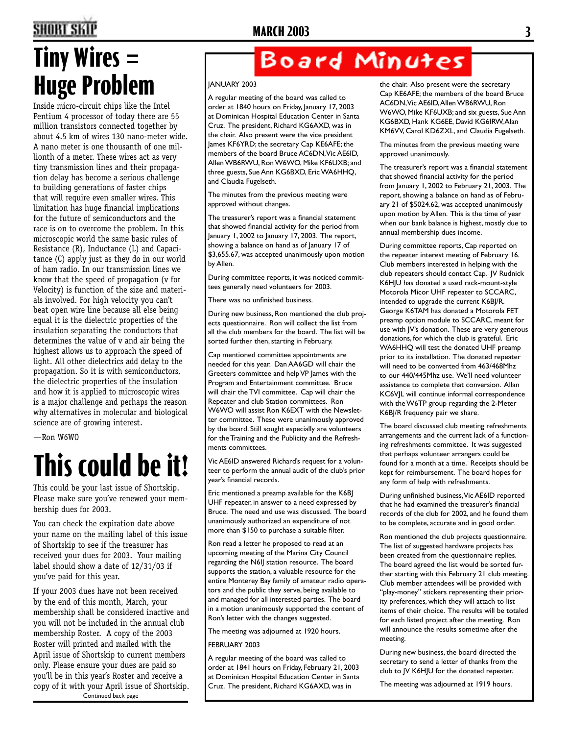# Tiny Wires = Huge Problem

Inside micro-circuit chips like the Intel Pentium 4 processor of today there are 55 million transistors connected together by about 4.5 km of wires 130 nano-meter wide. A nano meter is one thousanth of one millionth of a meter. These wires act as very tiny transmission lines and their propagation delay has become a serious challenge to building generations of faster chips that will require even smaller wires. This limitation has huge financial implications for the future of semiconductors and the race is on to overcome the problem. In this microscopic world the same basic rules of Resistance (R), Inductance (L) and Capacitance (C) apply just as they do in our world of ham radio. In our transmission lines we know that the speed of propagation (v for Velocity) is function of the size and materials involved. For high velocity you can't beat open wire line because all else being equal it is the dielectric properties of the insulation separating the conductors that determines the value of v and air being the highest allows us to approach the speed of light. All other dielectrics add delay to the propagation. So it is with semiconductors, the dielectric properties of the insulation and how it is applied to microscopic wires is a major challenge and perhaps the reason why alternatives in molecular and biological science are of growing interest.

—Ron W6WO

# This could be it!

This could be your last issue of Shortskip. Please make sure you've renewed your membership dues for 2003.

You can check the expiration date above your name on the mailing label of this issue of Shortskip to see if the treasurer has received your dues for 2003. Your mailing label should show a date of 12/31/03 if you've paid for this year.

If your 2003 dues have not been received by the end of this month, March, your membership shall be considered inactive and you will not be included in the annual club membership Roster. A copy of the 2003 Roster will printed and mailed with the April issue of Shortskip to current members only. Please ensure your dues are paid so you'll be in this year's Roster and receive a copy of it with your April issue of Shortskip.

Continued back page

# Board Minutes

JANUARY 2003

A regular meeting of the board was called to order at 1840 hours on Friday, January 17, 2003 at Dominican Hospital Education Center in Santa Cruz. The president, Richard KG6AXD, was in the chair. Also present were the vice president James KF6YRD; the secretary Cap KE6AFE; the members of the board Bruce AC6DN, Vic AE6ID, Allen WB6RWU, Ron W6WO, Mike KF6UXB; and three guests, Sue Ann KG6BXD, Eric WA6HHQ, and Claudia Fugelseth.

The minutes from the previous meeting were approved without changes.

The treasurer's report was a financial statement that showed financial activity for the period from January 1, 2002 to January 17, 2003. The report, showing a balance on hand as of January 17 of $3,655.67, was accepted unanimously upon motion by Allen.

During committee reports, it was noticed committees generally need volunteers for 2003.

There was no unfinished business.

During new business, Ron mentioned the club projects questionnaire. Ron will collect the list from all the club members for the board. The list will be sorted further then, starting in February.

Cap mentioned committee appointments are needed for this year. Dan AA6GD will chair the Greeters committee and help VP James with the Program and Entertainment committee. Bruce will chair the TVI committee. Cap will chair the Repeater and club Station committees. Ron W6WO will assist Ron K6EXT with the Newsletter committee. These were unanimously approved by the board. Still sought especially are volunteers for the Training and the Publicity and the Refreshments committees.

Vic AE6ID answered Richard's request for a volunteer to perform the annual audit of the club's prior year's financial records.

Eric mentioned a preamp available for the K6BJ UHF repeater, in answer to a need expressed by Bruce. The need and use was discussed. The board unanimously authorized an expenditure of not more than $150 to purchase a suitable filter.

Ron read a letter he proposed to read at an upcoming meeting of the Marina City Council regarding the N6IJ station resource. The board supports the station, a valuable resource for the entire Monterey Bay family of amateur radio operators and the public they serve, being available to and managed for all interested parties. The board in a motion unanimously supported the content of Ron's letter with the changes suggested.

The meeting was adjourned at 1920 hours.

FEBRUARY 2003

A regular meeting of the board was called to order at 1841 hours on Friday, February 21, 2003 at Dominican Hospital Education Center in Santa Cruz. The president, Richard KG6AXD, was in the chair. Also present were the secretary Cap KE6AFE; the members of the board Bruce AC6DN, Vic AE6ID, Allen WB6RWU, Ron W6WO, Mike KF6UXB; and six guests, Sue Ann KG6BXD, Hank KG6EE, David KG6IRW, Alan KM6VV, Carol KD6ZXL, and Claudia Fugelseth.

The minutes from the previous meeting were approved unanimously.

The treasurer's report was a financial statement that showed financial activity for the period from January 1, 2002 to February 21, 2003. The report, showing a balance on hand as of February 21 of $5024.62, was accepted unanimously upon motion by Allen. This is the time of year when our bank balance is highest, mostly due to annual membership dues income.

During committee reports, Cap reported on the repeater interest meeting of February 16. Club members interested in helping with the club repeaters should contact Cap. JV Rudnick K6HJU has donated a used rack-mount-style Motorola Micor UHF repeater to SCCARC, intended to upgrade the current K6BJ/R. George K6TAM has donated a Motorola FET preamp option module to SCCARC, meant for use with JV's donation. These are very generous donations, for which the club is grateful. Eric WA6HHQ will test the donated UHF preamp prior to its installation. The donated repeater will need to be converted from 463/468Mhz to our 440/445Mhz use. We'll need volunteer assistance to complete that conversion. Allan KC6VJL will continue informal correspondence with the W6TP group regarding the 2-Meter K6BJ/R frequency pair we share.

The board discussed club meeting refreshments arrangements and the current lack of a functioning refreshments committee. It was suggested that perhaps volunteer arrangers could be found for a month at a time. Receipts should be kept for reimbursement. The board hopes for any form of help with refreshments.

During unfinished business, Vic AE6ID reported that he had examined the treasurer's financial records of the club for 2002, and he found them to be complete, accurate and in good order.

Ron mentioned the club projects questionnaire. The list of suggested hardware projects has been created from the questionnaire replies. The board agreed the list would be sorted further starting with this February 21 club meeting. Club member attendees will be provided with "play-money" stickers representing their priority preferences, which they will attach to list items of their choice. The results will be totaled for each listed project after the meeting. Ron will announce the results sometime after the meeting.

During new business, the board directed the secretary to send a letter of thanks from the club to JV K6HJU for the donated repeater.

The meeting was adjourned at 1919 hours.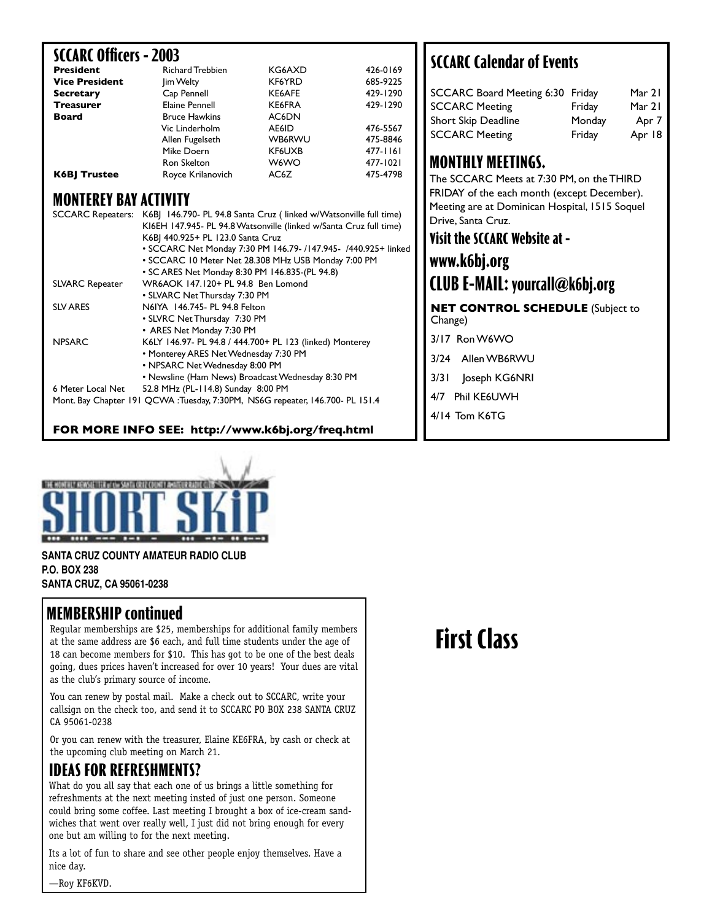## SCCARC Officers - 2003

| | | | |
|---|---|---|---|
| **President** | Richard Trebbien | KG6AXD | 426-0169 |
| **Vice President** | Jim Welty | KF6YRD | 685-9225 |
| **Secretary** | Cap Pennell | KE6AFE | 429-1290 |
| **Treasurer** | Elaine Pennell | KE6FRA | 429-1290 |
| **Board** | Bruce Hawkins | AC6DN | |
| | Vic Linderholm | AE6ID | 476-5567 |
| | Allen Fugelseth | WB6RWU | 475-8846 |
| | Mike Doern | KF6UXB | 477-1161 |
| | Ron Skelton | W6WO | 477-1021 |
| **K6BJ Trustee** | Royce Krilanovich | AC6Z | 475-4798 |

## MONTEREY BAY ACTIVITY

SCCARC Repeaters: K6BJ 146.790- PL 94.8 Santa Cruz ( linked w/Watsonville full time)
KI6EH 147.945- PL 94.8 Watsonville (linked w/Santa Cruz full time)
K6BJ 440.925+ PL 123.0 Santa Cruz
- SCCARC Net Monday 7:30 PM 146.79- /147.945- /440.925+ linked
- SCCARC 10 Meter Net 28.308 MHz USB Monday 7:00 PM
- SC ARES Net Monday 8:30 PM 146.835-(PL 94.8)

SLVARC Repeater WR6AOK 147.120+ PL 94.8 Ben Lomond
- SLVARC Net Thursday 7:30 PM

SLV ARES N6IYA 146.745- PL 94.8 Felton
- SLVRC Net Thursday 7:30 PM
- ARES Net Monday 7:30 PM

NPSARC K6LY 146.97- PL 94.8 / 444.700+ PL 123 (linked) Monterey
- Monterey ARES Net Wednesday 7:30 PM
- NPSARC Net Wednesday 8:00 PM
- Newsline (Ham News) Broadcast Wednesday 8:30 PM

6 Meter Local Net 52.8 MHz (PL-114.8) Sunday 8:00 PM

Mont. Bay Chapter 191 QCWA :Tuesday, 7:30PM, NS6G repeater, 146.700- PL 151.4

**FOR MORE INFO SEE: http://www.k6bj.org/freq.html**

## SCCARC Calendar of Events

| | | |
|---|---|---|
| SCCARC Board Meeting 6:30 | Friday | Mar 21 |
| SCCARC Meeting | Friday | Mar 21 |
| Short Skip Deadline | Monday | Apr 7 |
| SCCARC Meeting | Friday | Apr 18 |

## MONTHLY MEETINGS.

The SCCARC Meets at 7:30 PM, on the THIRD FRIDAY of the each month (except December). Meeting are at Dominican Hospital, 1515 Soquel Drive, Santa Cruz.

### Visit the SCCARC Website at -

### www.k6bj.org

## CLUB E-MAIL: yourcall@k6bj.org

**NET CONTROL SCHEDULE** (Subject to Change)

3/17 Ron W6WO

3/24 Allen WB6RWU

3/31 Joseph KG6NRI

4/7 Phil KE6UWH

4/14 Tom K6TG

THE MONTHLY NEWSLETTER of the SANTA CRUZ COUNTY AMATEUR RADIO CLUB

SHORT SKIP

**SANTA CRUZ COUNTY AMATEUR RADIO CLUB**
**P.O. BOX 238**
**SANTA CRUZ, CA 95061-0238**

## MEMBERSHIP continued

Regular memberships are $25, memberships for additional family members at the same address are $6 each, and full time students under the age of 18 can become members for $10. This has got to be one of the best deals going, dues prices haven't increased for over 10 years! Your dues are vital as the club's primary source of income.

You can renew by postal mail. Make a check out to SCCARC, write your callsign on the check too, and send it to SCCARC PO BOX 238 SANTA CRUZ CA 95061-0238

Or you can renew with the treasurer, Elaine KE6FRA, by cash or check at the upcoming club meeting on March 21.

## IDEAS FOR REFRESHMENTS?

What do you all say that each one of us brings a little something for refreshments at the next meeting insted of just one person. Someone could bring some coffee. Last meeting I brought a box of ice-cream sandwiches that went over really well, I just did not bring enough for every one but am willing to for the next meeting.

Its a lot of fun to share and see other people enjoy themselves. Have a nice day.

—Roy KF6KVD.

# First Class